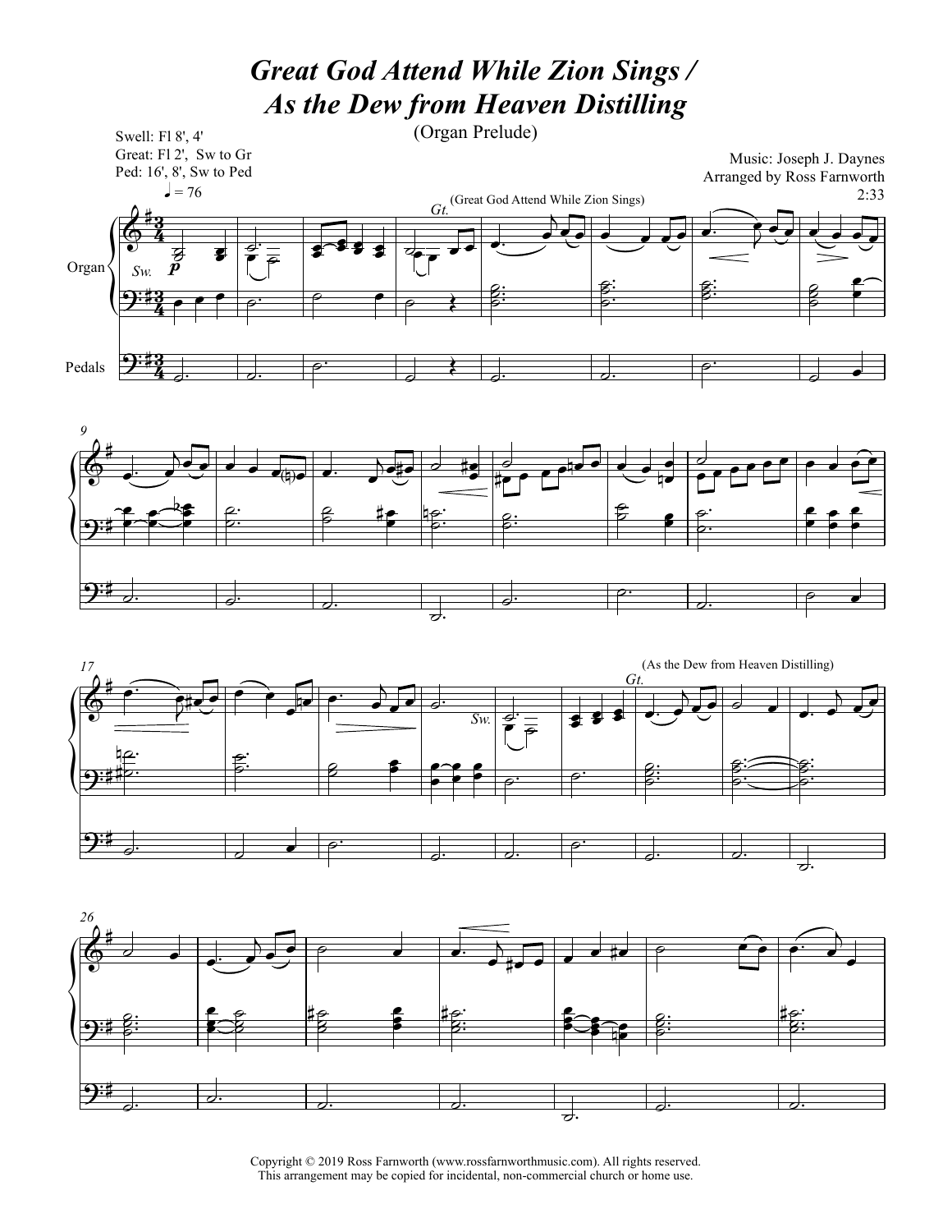# *Great God Attend While Zion Sings / As the Dew from Heaven Distilling*

(Organ Prelude)

Swell: Fl 8', 4'
Great: Fl 2', Sw to Gr
Ped: 16', 8', Sw to Ped

Music: Joseph J. Daynes
Arranged by Ross Farnworth
2:33

♩ = 76

(Great God Attend While Zion Sings)

(As the Dew from Heaven Distilling)

Copyright © 2019 Ross Farnworth (www.rossfarnworthmusic.com). All rights reserved.
This arrangement may be copied for incidental, non-commercial church or home use.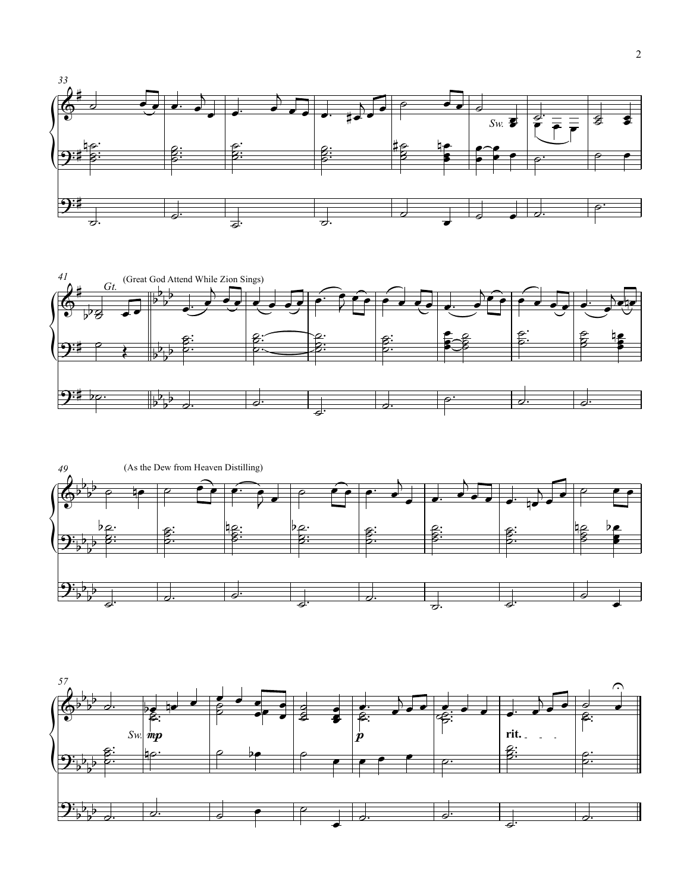(Great God Attend While Zion Sings)

(As the Dew from Heaven Distilling)